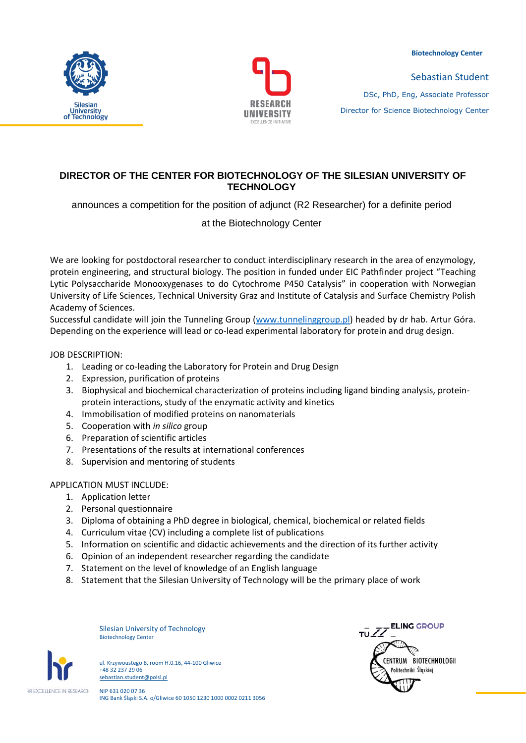Biotechnology Center

Sebastian Student

DSc, PhD, Eng, Associate Professor

Director for Science Biotechnology Center

# DIRECTOR OF THE CENTER FOR BIOTECHNOLOGY OF THE SILESIAN UNIVERSITY OF TECHNOLOGY

announces a competition for the position of adjunct (R2 Researcher) for a definite period

at the Biotechnology Center

We are looking for postdoctoral researcher to conduct interdisciplinary research in the area of enzymology, protein engineering, and structural biology. The position in funded under EIC Pathfinder project "Teaching Lytic Polysaccharide Monooxygenases to do Cytochrome P450 Catalysis" in cooperation with Norwegian University of Life Sciences, Technical University Graz and Institute of Catalysis and Surface Chemistry Polish Academy of Sciences.
Successful candidate will join the Tunneling Group (www.tunnelinggroup.pl) headed by dr hab. Artur Góra. Depending on the experience will lead or co-lead experimental laboratory for protein and drug design.

JOB DESCRIPTION:

1. Leading or co-leading the Laboratory for Protein and Drug Design
2. Expression, purification of proteins
3. Biophysical and biochemical characterization of proteins including ligand binding analysis, protein-protein interactions, study of the enzymatic activity and kinetics
4. Immobilisation of modified proteins on nanomaterials
5. Cooperation with *in silico* group
6. Preparation of scientific articles
7. Presentations of the results at international conferences
8. Supervision and mentoring of students

APPLICATION MUST INCLUDE:

1. Application letter
2. Personal questionnaire
3. Diploma of obtaining a PhD degree in biological, chemical, biochemical or related fields
4. Curriculum vitae (CV) including a complete list of publications
5. Information on scientific and didactic achievements and the direction of its further activity
6. Opinion of an independent researcher regarding the candidate
7. Statement on the level of knowledge of an English language
8. Statement that the Silesian University of Technology will be the primary place of work

Silesian University of Technology
Biotechnology Center

ul. Krzywoustego 8, room H.0.16, 44-100 Gliwice
+48 32 237 29 06
sebastian.student@polsl.pl

NIP 631 020 07 36
ING Bank Śląski S.A. o/Gliwice 60 1050 1230 1000 0002 0211 3056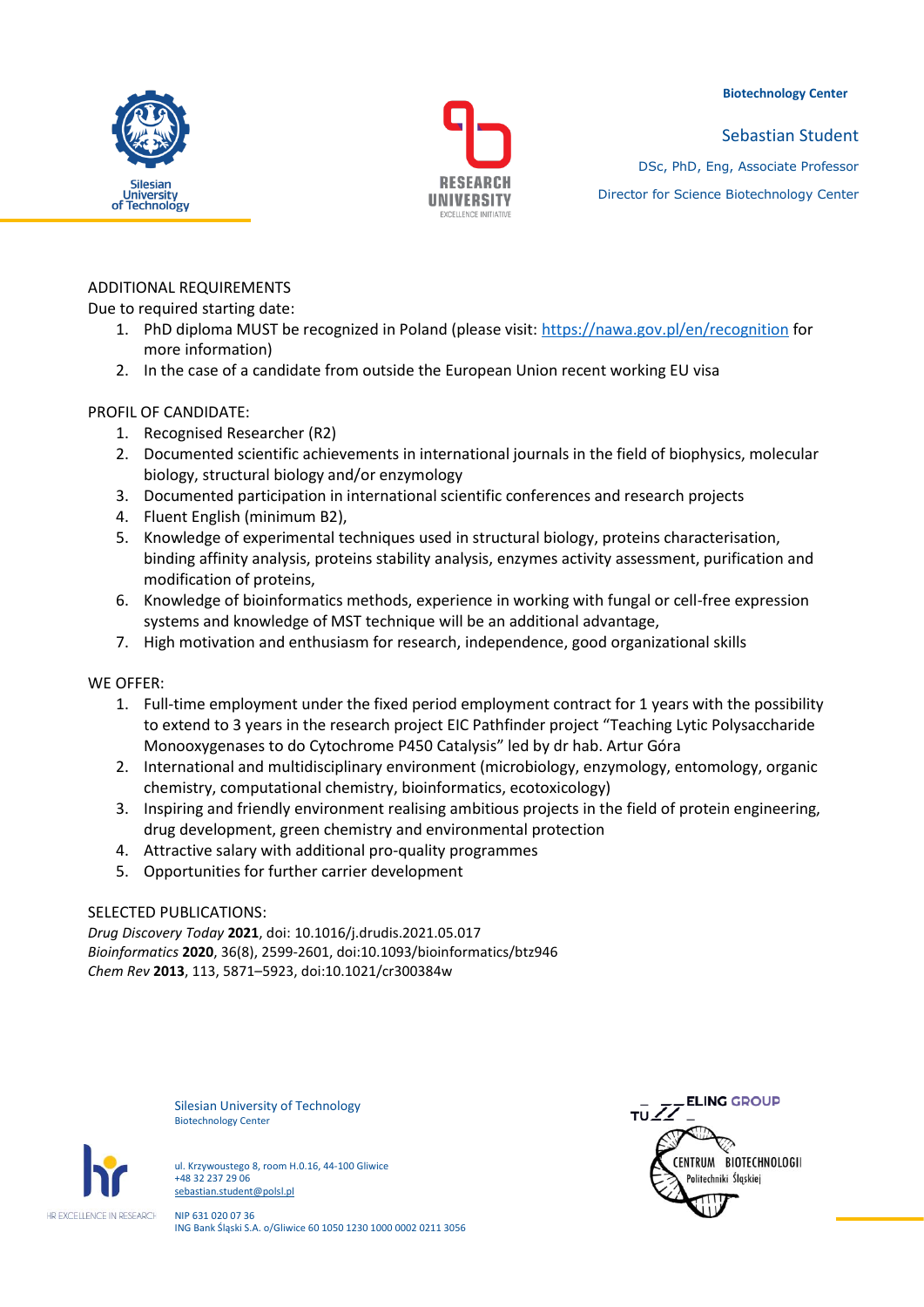ADDITIONAL REQUIREMENTS

Due to required starting date:

1. PhD diploma MUST be recognized in Poland (please visit: [https://nawa.gov.pl/en/recognition](https://nawa.gov.pl/en/recognition) for more information)
2. In the case of a candidate from outside the European Union recent working EU visa

PROFIL OF CANDIDATE:

1. Recognised Researcher (R2)
2. Documented scientific achievements in international journals in the field of biophysics, molecular biology, structural biology and/or enzymology
3. Documented participation in international scientific conferences and research projects
4. Fluent English (minimum B2),
5. Knowledge of experimental techniques used in structural biology, proteins characterisation, binding affinity analysis, proteins stability analysis, enzymes activity assessment, purification and modification of proteins,
6. Knowledge of bioinformatics methods, experience in working with fungal or cell-free expression systems and knowledge of MST technique will be an additional advantage,
7. High motivation and enthusiasm for research, independence, good organizational skills

WE OFFER:

1. Full-time employment under the fixed period employment contract for 1 years with the possibility to extend to 3 years in the research project EIC Pathfinder project "Teaching Lytic Polysaccharide Monooxygenases to do Cytochrome P450 Catalysis" led by dr hab. Artur Góra
2. International and multidisciplinary environment (microbiology, enzymology, entomology, organic chemistry, computational chemistry, bioinformatics, ecotoxicology)
3. Inspiring and friendly environment realising ambitious projects in the field of protein engineering, drug development, green chemistry and environmental protection
4. Attractive salary with additional pro-quality programmes
5. Opportunities for further carrier development

SELECTED PUBLICATIONS:

*Drug Discovery Today* **2021**, doi: 10.1016/j.drudis.2021.05.017
*Bioinformatics* **2020**, 36(8), 2599-2601, doi:10.1093/bioinformatics/btz946
*Chem Rev* **2013**, 113, 5871–5923, doi:10.1021/cr300384w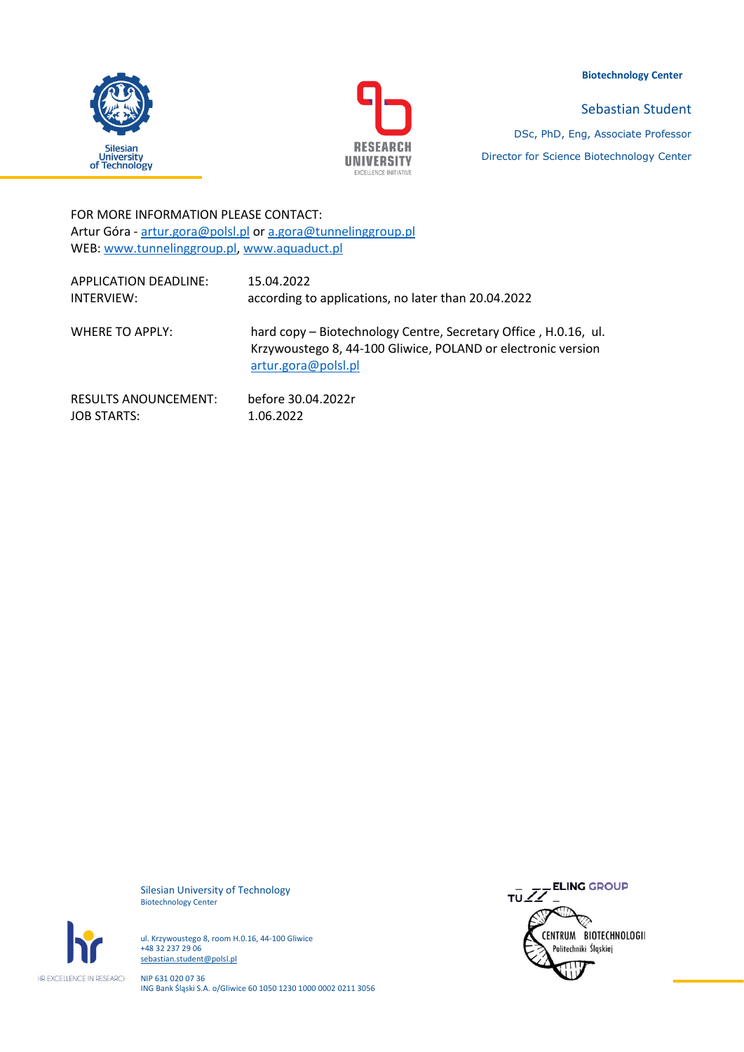FOR MORE INFORMATION PLEASE CONTACT:
Artur Góra - artur.gora@polsl.pl or a.gora@tunnelinggroup.pl
WEB: www.tunnelinggroup.pl, www.aquaduct.pl

| | |
|---|---|
| APPLICATION DEADLINE: | 15.04.2022 |
| INTERVIEW: | according to applications, no later than 20.04.2022 |
| WHERE TO APPLY: | hard copy – Biotechnology Centre, Secretary Office , H.0.16, ul. Krzywoustego 8, 44-100 Gliwice, POLAND or electronic version artur.gora@polsl.pl |
| RESULTS ANOUNCEMENT: | before 30.04.2022r |
| JOB STARTS: | 1.06.2022 |